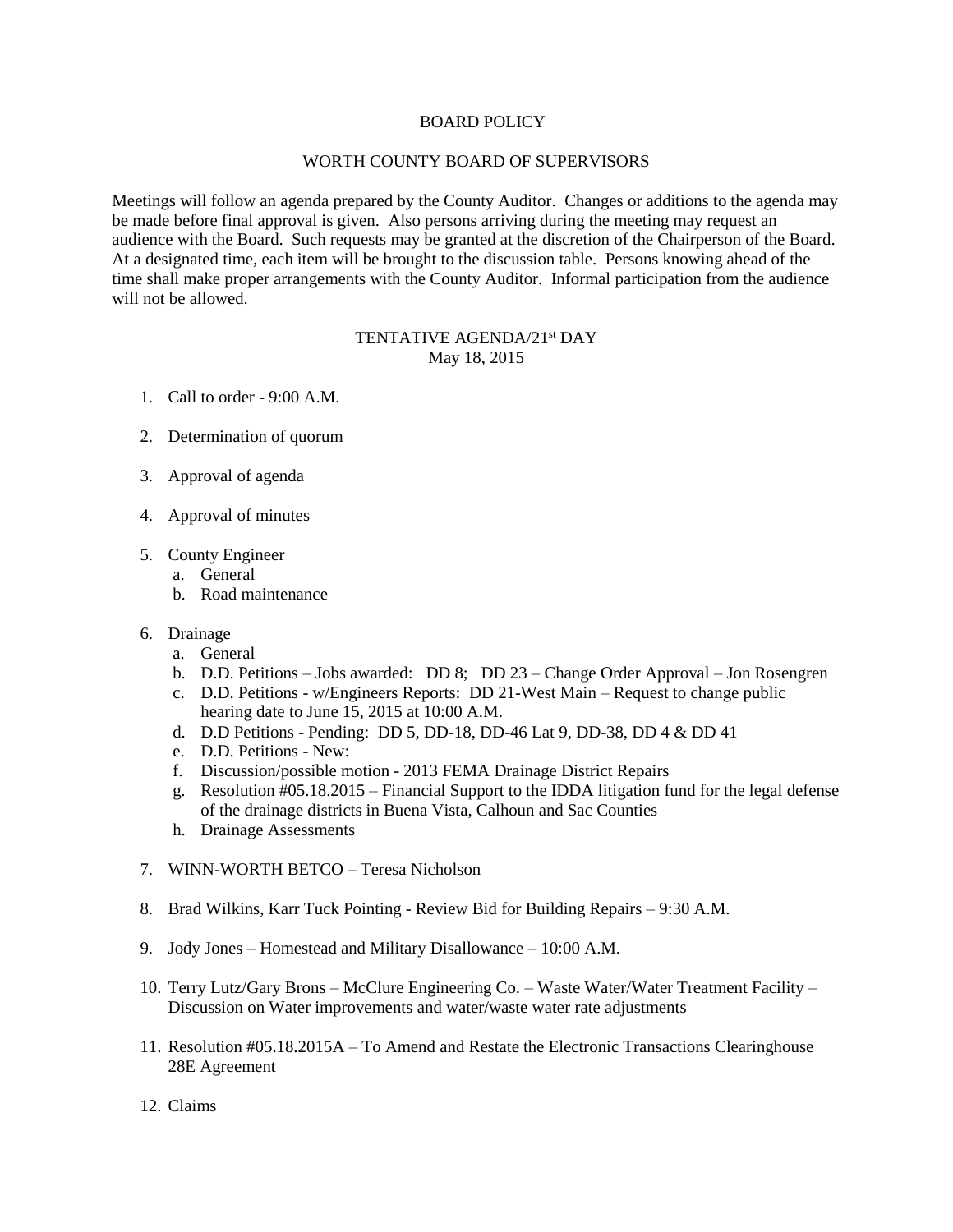# BOARD POLICY

## WORTH COUNTY BOARD OF SUPERVISORS

Meetings will follow an agenda prepared by the County Auditor. Changes or additions to the agenda may be made before final approval is given. Also persons arriving during the meeting may request an audience with the Board. Such requests may be granted at the discretion of the Chairperson of the Board. At a designated time, each item will be brought to the discussion table. Persons knowing ahead of the time shall make proper arrangements with the County Auditor. Informal participation from the audience will not be allowed.

## TENTATIVE AGENDA/21st DAY
May 18, 2015

1. Call to order - 9:00 A.M.

2. Determination of quorum

3. Approval of agenda

4. Approval of minutes

5. County Engineer
   a. General
   b. Road maintenance

6. Drainage
   a. General
   b. D.D. Petitions – Jobs awarded: DD 8; DD 23 – Change Order Approval – Jon Rosengren
   c. D.D. Petitions - w/Engineers Reports: DD 21-West Main – Request to change public hearing date to June 15, 2015 at 10:00 A.M.
   d. D.D Petitions - Pending: DD 5, DD-18, DD-46 Lat 9, DD-38, DD 4 & DD 41
   e. D.D. Petitions - New:
   f. Discussion/possible motion - 2013 FEMA Drainage District Repairs
   g. Resolution #05.18.2015 – Financial Support to the IDDA litigation fund for the legal defense of the drainage districts in Buena Vista, Calhoun and Sac Counties
   h. Drainage Assessments

7. WINN-WORTH BETCO – Teresa Nicholson

8. Brad Wilkins, Karr Tuck Pointing - Review Bid for Building Repairs – 9:30 A.M.

9. Jody Jones – Homestead and Military Disallowance – 10:00 A.M.

10. Terry Lutz/Gary Brons – McClure Engineering Co. – Waste Water/Water Treatment Facility – Discussion on Water improvements and water/waste water rate adjustments

11. Resolution #05.18.2015A – To Amend and Restate the Electronic Transactions Clearinghouse 28E Agreement

12. Claims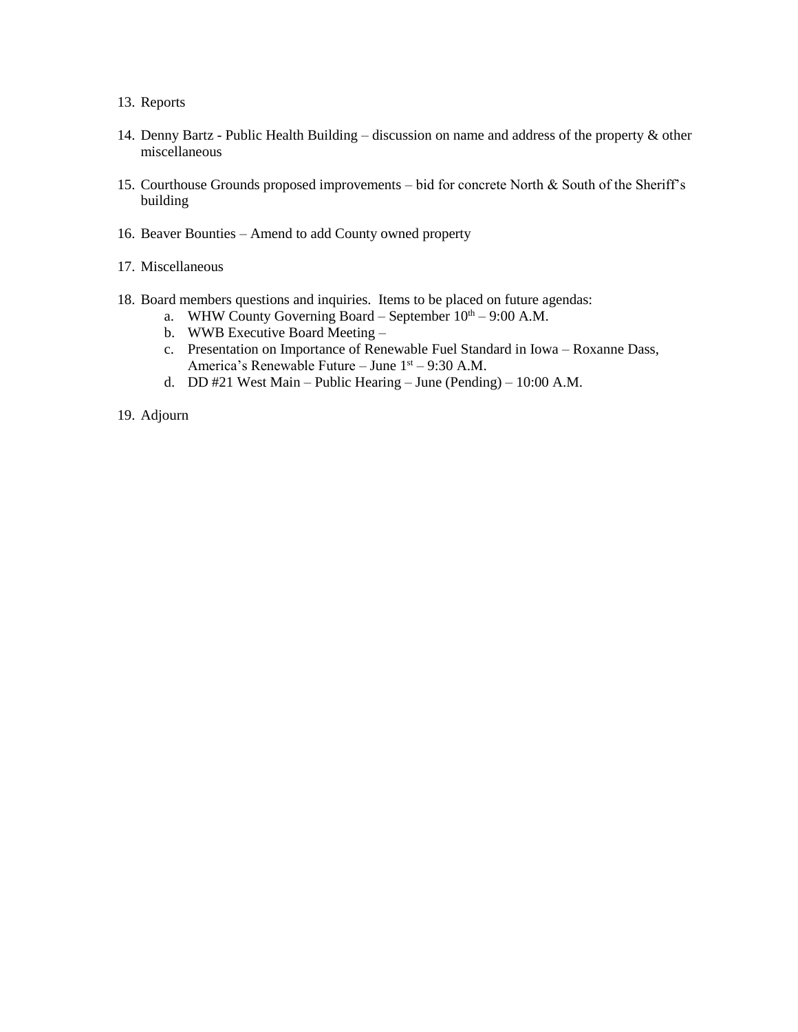13. Reports

14. Denny Bartz - Public Health Building – discussion on name and address of the property & other miscellaneous

15. Courthouse Grounds proposed improvements – bid for concrete North & South of the Sheriff's building

16. Beaver Bounties – Amend to add County owned property

17. Miscellaneous

18. Board members questions and inquiries. Items to be placed on future agendas:
    a. WHW County Governing Board – September 10th – 9:00 A.M.
    b. WWB Executive Board Meeting –
    c. Presentation on Importance of Renewable Fuel Standard in Iowa – Roxanne Dass, America's Renewable Future – June 1st – 9:30 A.M.
    d. DD #21 West Main – Public Hearing – June (Pending) – 10:00 A.M.

19. Adjourn